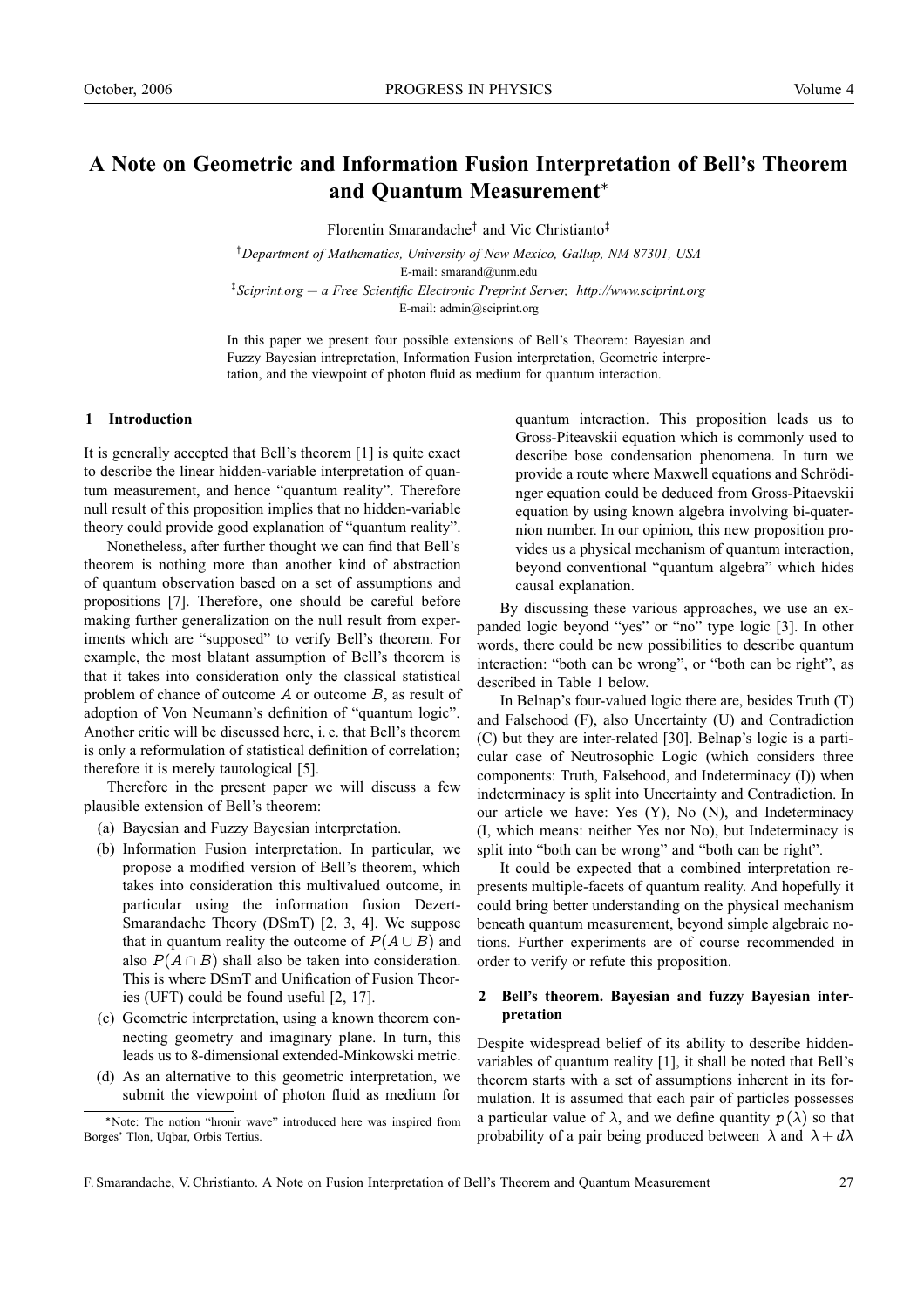# A Note on Geometric and Information Fusion Interpretation of Bell's Theorem and Quantum Measurement*

Florentin Smarandache† and Vic Christianto‡

†*Department of Mathematics, University of New Mexico, Gallup, NM 87301, USA*
E-mail: smarand@unm.edu

‡*Sciprint.org — a Free Scientific Electronic Preprint Server, http://www.sciprint.org*
E-mail: admin@sciprint.org

In this paper we present four possible extensions of Bell's Theorem: Bayesian and Fuzzy Bayesian intrepretation, Information Fusion interpretation, Geometric interpretation, and the viewpoint of photon fluid as medium for quantum interaction.

## 1 Introduction

It is generally accepted that Bell's theorem [1] is quite exact to describe the linear hidden-variable interpretation of quantum measurement, and hence "quantum reality". Therefore null result of this proposition implies that no hidden-variable theory could provide good explanation of "quantum reality".

Nonetheless, after further thought we can find that Bell's theorem is nothing more than another kind of abstraction of quantum observation based on a set of assumptions and propositions [7]. Therefore, one should be careful before making further generalization on the null result from experiments which are "supposed" to verify Bell's theorem. For example, the most blatant assumption of Bell's theorem is that it takes into consideration only the classical statistical problem of chance of outcome $A$ or outcome $B$, as result of adoption of Von Neumann's definition of "quantum logic". Another critic will be discussed here, i. e. that Bell's theorem is only a reformulation of statistical definition of correlation; therefore it is merely tautological [5].

Therefore in the present paper we will discuss a few plausible extension of Bell's theorem:

(a) Bayesian and Fuzzy Bayesian interpretation.
(b) Information Fusion interpretation. In particular, we propose a modified version of Bell's theorem, which takes into consideration this multivalued outcome, in particular using the information fusion Dezert-Smarandache Theory (DSmT) [2, 3, 4]. We suppose that in quantum reality the outcome of $P(A \cup B)$ and also $P(A \cap B)$ shall also be taken into consideration. This is where DSmT and Unification of Fusion Theories (UFT) could be found useful [2, 17].
(c) Geometric interpretation, using a known theorem connecting geometry and imaginary plane. In turn, this leads us to 8-dimensional extended-Minkowski metric.
(d) As an alternative to this geometric interpretation, we submit the viewpoint of photon fluid as medium for quantum interaction. This proposition leads us to Gross-Piteavskii equation which is commonly used to describe bose condensation phenomena. In turn we provide a route where Maxwell equations and Schrödinger equation could be deduced from Gross-Pitaevskii equation by using known algebra involving bi-quaternion number. In our opinion, this new proposition provides us a physical mechanism of quantum interaction, beyond conventional "quantum algebra" which hides causal explanation.

By discussing these various approaches, we use an expanded logic beyond "yes" or "no" type logic [3]. In other words, there could be new possibilities to describe quantum interaction: "both can be wrong", or "both can be right", as described in Table 1 below.

In Belnap's four-valued logic there are, besides Truth (T) and Falsehood (F), also Uncertainty (U) and Contradiction (C) but they are inter-related [30]. Belnap's logic is a particular case of Neutrosophic Logic (which considers three components: Truth, Falsehood, and Indeterminacy (I)) when indeterminacy is split into Uncertainty and Contradiction. In our article we have: Yes (Y), No (N), and Indeterminacy (I, which means: neither Yes nor No), but Indeterminacy is split into "both can be wrong" and "both can be right".

It could be expected that a combined interpretation represents multiple-facets of quantum reality. And hopefully it could bring better understanding on the physical mechanism beneath quantum measurement, beyond simple algebraic notions. Further experiments are of course recommended in order to verify or refute this proposition.

## 2 Bell's theorem. Bayesian and fuzzy Bayesian interpretation

Despite widespread belief of its ability to describe hidden-variables of quantum reality [1], it shall be noted that Bell's theorem starts with a set of assumptions inherent in its formulation. It is assumed that each pair of particles possesses a particular value of $\lambda$, and we define quantity $p(\lambda)$ so that probability of a pair being produced between $\lambda$ and $\lambda + d\lambda$

*Note: The notion "hronir wave" introduced here was inspired from Borges' Tlon, Uqbar, Orbis Tertius.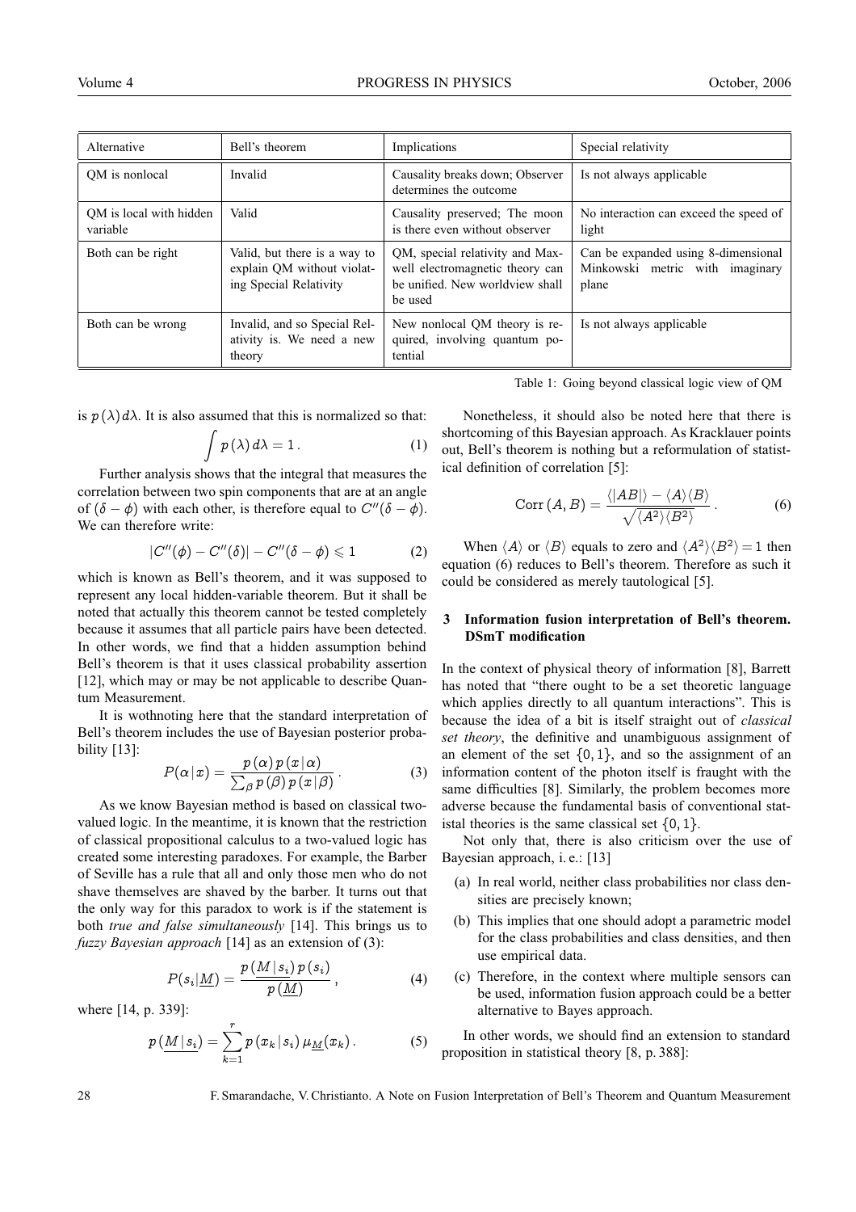| Alternative | Bell's theorem | Implications | Special relativity |
|---|---|---|---|
| QM is nonlocal | Invalid | Causality breaks down; Observer determines the outcome | Is not always applicable |
| QM is local with hidden variable | Valid | Causality preserved; The moon is there even without observer | No interaction can exceed the speed of light |
| Both can be right | Valid, but there is a way to explain QM without violating Special Relativity | QM, special relativity and Maxwell electromagnetic theory can be unified. New worldview shall be used | Can be expanded using 8-dimensional Minkowski metric with imaginary plane |
| Both can be wrong | Invalid, and so Special Relativity is. We need a new theory | New nonlocal QM theory is required, involving quantum potential | Is not always applicable |

Table 1: Going beyond classical logic view of QM

is $p(\lambda)\,d\lambda$. It is also assumed that this is normalized so that:

$$\int p(\lambda)\,d\lambda = 1\,. \tag{1}$$

Further analysis shows that the integral that measures the correlation between two spin components that are at an angle of $(\delta - \phi)$ with each other, is therefore equal to $C''(\delta - \phi)$. We can therefore write:

$$|C''(\phi) - C''(\delta)| - C''(\delta - \phi) \leqslant 1 \tag{2}$$

which is known as Bell's theorem, and it was supposed to represent any local hidden-variable theorem. But it shall be noted that actually this theorem cannot be tested completely because it assumes that all particle pairs have been detected. In other words, we find that a hidden assumption behind Bell's theorem is that it uses classical probability assertion [12], which may or may be not applicable to describe Quantum Measurement.

It is wothnoting here that the standard interpretation of Bell's theorem includes the use of Bayesian posterior probability [13]:

$$P(\alpha\,|\,x) = \frac{p(\alpha)\,p(x\,|\,\alpha)}{\sum_\beta p(\beta)\,p(x\,|\,\beta)}\,. \tag{3}$$

As we know Bayesian method is based on classical two-valued logic. In the meantime, it is known that the restriction of classical propositional calculus to a two-valued logic has created some interesting paradoxes. For example, the Barber of Seville has a rule that all and only those men who do not shave themselves are shaved by the barber. It turns out that the only way for this paradox to work is if the statement is both *true and false simultaneously* [14]. This brings us to *fuzzy Bayesian approach* [14] as an extension of (3):

$$P(s_i|\underline{M}) = \frac{p(\underline{M}\,|\,s_i)\,p(s_i)}{p(\underline{M})}\,, \tag{4}$$

where [14, p. 339]:

$$p(\underline{M}\,|\,s_i) = \sum_{k=1}^{r} p(x_k\,|\,s_i)\,\mu_{\underline{M}}(x_k)\,. \tag{5}$$

Nonetheless, it should also be noted here that there is shortcoming of this Bayesian approach. As Kracklauer points out, Bell's theorem is nothing but a reformulation of statistical definition of correlation [5]:

$$\text{Corr}\,(A,B) = \frac{\langle|AB|\rangle - \langle A\rangle\langle B\rangle}{\sqrt{\langle A^2\rangle\langle B^2\rangle}}\,. \tag{6}$$

When $\langle A\rangle$ or $\langle B\rangle$ equals to zero and $\langle A^2\rangle\langle B^2\rangle = 1$ then equation (6) reduces to Bell's theorem. Therefore as such it could be considered as merely tautological [5].

## 3 Information fusion interpretation of Bell's theorem. DSmT modification

In the context of physical theory of information [8], Barrett has noted that "there ought to be a set theoretic language which applies directly to all quantum interactions". This is because the idea of a bit is itself straight out of *classical set theory*, the definitive and unambiguous assignment of an element of the set $\{0,1\}$, and so the assignment of an information content of the photon itself is fraught with the same difficulties [8]. Similarly, the problem becomes more adverse because the fundamental basis of conventional statistal theories is the same classical set $\{0,1\}$.

Not only that, there is also criticism over the use of Bayesian approach, i. e.: [13]

(a) In real world, neither class probabilities nor class densities are precisely known;

(b) This implies that one should adopt a parametric model for the class probabilities and class densities, and then use empirical data.

(c) Therefore, in the context where multiple sensors can be used, information fusion approach could be a better alternative to Bayes approach.

In other words, we should find an extension to standard proposition in statistical theory [8, p. 388]: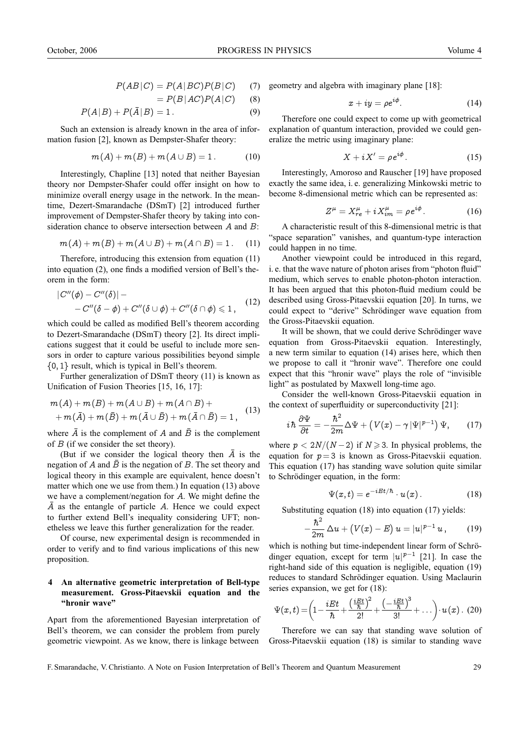$$P(AB|C) = P(A|BC)P(B|C) \tag{7}$$

$$= P(B|AC)P(A|C) \tag{8}$$

$$P(A|B) + P(\bar{A}|B) = 1\,. \tag{9}$$

Such an extension is already known in the area of information fusion [2], known as Dempster-Shafer theory:

$$m(A) + m(B) + m(A \cup B) = 1\,. \tag{10}$$

Interestingly, Chapline [13] noted that neither Bayesian theory nor Dempster-Shafer could offer insight on how to minimize overall energy usage in the network. In the meantime, Dezert-Smarandache (DSmT) [2] introduced further improvement of Dempster-Shafer theory by taking into consideration chance to observe intersection between $A$ and $B$:

$$m(A) + m(B) + m(A \cup B) + m(A \cap B) = 1\,. \tag{11}$$

Therefore, introducing this extension from equation (11) into equation (2), one finds a modified version of Bell's theorem in the form:

$$\begin{aligned} &|C''(\phi) - C''(\delta)| - \\ &- C''(\delta - \phi) + C''(\delta \cup \phi) + C''(\delta \cap \phi) \leqslant 1\,, \end{aligned} \tag{12}$$

which could be called as modified Bell's theorem according to Dezert-Smarandache (DSmT) theory [2]. Its direct implications suggest that it could be useful to include more sensors in order to capture various possibilities beyond simple $\{0, 1\}$ result, which is typical in Bell's theorem.

Further generalization of DSmT theory (11) is known as Unification of Fusion Theories [15, 16, 17]:

$$\begin{aligned} &m(A) + m(B) + m(A \cup B) + m(A \cap B) + \\ &+ m(\bar{A}) + m(\bar{B}) + m(\bar{A} \cup \bar{B}) + m(\bar{A} \cap \bar{B}) = 1\,, \end{aligned} \tag{13}$$

where $\bar{A}$ is the complement of $A$ and $\bar{B}$ is the complement of $B$ (if we consider the set theory).

(But if we consider the logical theory then $\bar{A}$ is the negation of $A$ and $\bar{B}$ is the negation of $B$. The set theory and logical theory in this example are equivalent, hence doesn't matter which one we use from them.) In equation (13) above we have a complement/negation for $A$. We might define the $\bar{A}$ as the entangle of particle $A$. Hence we could expect to further extend Bell's inequality considering UFT; nonetheless we leave this further generalization for the reader.

Of course, new experimental design is recommended in order to verify and to find various implications of this new proposition.

## 4 An alternative geometric interpretation of Bell-type measurement. Gross-Pitaevskii equation and the "hronir wave"

Apart from the aforementioned Bayesian interpretation of Bell's theorem, we can consider the problem from purely geometric viewpoint. As we know, there is linkage between geometry and algebra with imaginary plane [18]:

$$x + iy = \rho e^{i\phi}. \tag{14}$$

Therefore one could expect to come up with geometrical explanation of quantum interaction, provided we could generalize the metric using imaginary plane:

$$X + iX' = \rho e^{i\phi}. \tag{15}$$

Interestingly, Amoroso and Rauscher [19] have proposed exactly the same idea, i. e. generalizing Minkowski metric to become 8-dimensional metric which can be represented as:

$$Z^{\mu} = X^{\mu}_{re} + iX^{\mu}_{im} = \rho e^{i\phi}. \tag{16}$$

A characteristic result of this 8-dimensional metric is that "space separation" vanishes, and quantum-type interaction could happen in no time.

Another viewpoint could be introduced in this regard, i. e. that the wave nature of photon arises from "photon fluid" medium, which serves to enable photon-photon interaction. It has been argued that this photon-fluid medium could be described using Gross-Pitaevskii equation [20]. In turns, we could expect to "derive" Schrödinger wave equation from the Gross-Pitaevskii equation.

It will be shown, that we could derive Schrödinger wave equation from Gross-Pitaevskii equation. Interestingly, a new term similar to equation (14) arises here, which then we propose to call it "hronir wave". Therefore one could expect that this "hronir wave" plays the role of "invisible light" as postulated by Maxwell long-time ago.

Consider the well-known Gross-Pitaevskii equation in the context of superfluidity or superconductivity [21]:

$$i\hbar\,\frac{\partial\Psi}{\partial t} = -\frac{\hbar^2}{2m}\Delta\Psi + \left(V(x) - \gamma\,|\Psi|^{p-1}\right)\Psi, \tag{17}$$

where $p < 2N/(N-2)$ if $N \geqslant 3$. In physical problems, the equation for $p = 3$ is known as Gross-Pitaevskii equation. This equation (17) has standing wave solution quite similar to Schrödinger equation, in the form:

$$\Psi(x,t) = e^{-iEt/\hbar} \cdot u(x)\,. \tag{18}$$

Substituting equation (18) into equation (17) yields:

$$-\frac{\hbar^2}{2m}\,\Delta u + \left(V(x) - E\right)u = |u|^{p-1}\,u\,, \tag{19}$$

which is nothing but time-independent linear form of Schrödinger equation, except for term $|u|^{p-1}$ [21]. In case the right-hand side of this equation is negligible, equation (19) reduces to standard Schrödinger equation. Using Maclaurin series expansion, we get for (18):

$$\Psi(x,t) = \left(1 - \frac{iEt}{\hbar} + \frac{\left(\frac{iEt}{\hbar}\right)^2}{2!} + \frac{\left(-\frac{iEt}{\hbar}\right)^3}{3!} + \ldots\right) \cdot u(x)\,. \tag{20}$$

Therefore we can say that standing wave solution of Gross-Pitaevskii equation (18) is similar to standing wave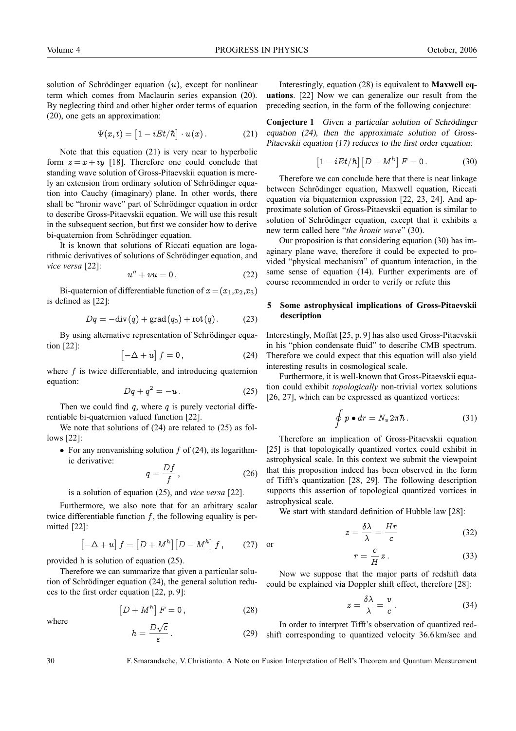solution of Schrödinger equation $(u)$, except for nonlinear term which comes from Maclaurin series expansion (20). By neglecting third and other higher order terms of equation (20), one gets an approximation:

$$\Psi(x,t) = \left[1 - iEt/\hbar\right] \cdot u(x)\,. \tag{21}$$

Note that this equation (21) is very near to hyperbolic form $z = x + iy$ [18]. Therefore one could conclude that standing wave solution of Gross-Pitaevskii equation is merely an extension from ordinary solution of Schrödinger equation into Cauchy (imaginary) plane. In other words, there shall be "hronir wave" part of Schrödinger equation in order to describe Gross-Pitaevskii equation. We will use this result in the subsequent section, but first we consider how to derive bi-quaternion from Schrödinger equation.

It is known that solutions of Riccati equation are logarithmic derivatives of solutions of Schrödinger equation, and *vice versa* [22]:

$$u'' + vu = 0\,. \tag{22}$$

Bi-quaternion of differentiable function of $x = (x_1, x_2, x_3)$ is defined as [22]:

$$Dq = -\mathrm{div}(q) + \mathrm{grad}(q_0) + \mathrm{rot}(q)\,. \tag{23}$$

By using alternative representation of Schrödinger equation [22]:

$$\left[-\Delta + u\right] f = 0\,, \tag{24}$$

where $f$ is twice differentiable, and introducing quaternion equation:

$$Dq + q^2 = -u\,. \tag{25}$$

Then we could find $q$, where $q$ is purely vectorial differentiable bi-quaternion valued function [22].

We note that solutions of (24) are related to (25) as follows [22]:

- For any nonvanishing solution $f$ of (24), its logarithmic derivative:

$$q = \frac{Df}{f}\,, \tag{26}$$

is a solution of equation (25), and *vice versa* [22].

Furthermore, we also note that for an arbitrary scalar twice differentiable function $f$, the following equality is permitted [22]:

$$\left[-\Delta + u\right] f = \left[D + M^h\right]\left[D - M^h\right] f\,, \tag{27}$$

provided h is solution of equation (25).

Therefore we can summarize that given a particular solution of Schrödinger equation (24), the general solution reduces to the first order equation [22, p. 9]:

$$\left[D + M^h\right] F = 0\,, \tag{28}$$

where

$$h = \frac{D\sqrt{\varepsilon}}{\varepsilon}\,. \tag{29}$$

Interestingly, equation (28) is equivalent to **Maxwell equations**. [22] Now we can generalize our result from the preceding section, in the form of the following conjecture:

**Conjecture 1** *Given a particular solution of Schrödinger equation (24), then the approximate solution of Gross-Pitaevskii equation (17) reduces to the first order equation:*

$$\left[1 - iEt/\hbar\right]\left[D + M^h\right] F = 0\,. \tag{30}$$

Therefore we can conclude here that there is neat linkage between Schrödinger equation, Maxwell equation, Riccati equation via biquaternion expression [22, 23, 24]. And approximate solution of Gross-Pitaevskii equation is similar to solution of Schrödinger equation, except that it exhibits a new term called here "*the hronir wave*" (30).

Our proposition is that considering equation (30) has imaginary plane wave, therefore it could be expected to provided "physical mechanism" of quantum interaction, in the same sense of equation (14). Further experiments are of course recommended in order to verify or refute this

## 5 Some astrophysical implications of Gross-Pitaevskii description

Interestingly, Moffat [25, p. 9] has also used Gross-Pitaevskii in his "phion condensate fluid" to describe CMB spectrum. Therefore we could expect that this equation will also yield interesting results in cosmological scale.

Furthermore, it is well-known that Gross-Pitaevskii equation could exhibit *topologically* non-trivial vortex solutions [26, 27], which can be expressed as quantized vortices:

$$\oint p \bullet dr = N_v\, 2\pi\hbar\,. \tag{31}$$

Therefore an implication of Gross-Pitaevskii equation [25] is that topologically quantized vortex could exhibit in astrophysical scale. In this context we submit the viewpoint that this proposition indeed has been observed in the form of Tifft's quantization [28, 29]. The following description supports this assertion of topological quantized vortices in astrophysical scale.

We start with standard definition of Hubble law [28]:

$$z = \frac{\delta\lambda}{\lambda} = \frac{Hr}{c} \tag{32}$$

or

$$r = \frac{c}{H}\, z\,. \tag{33}$$

Now we suppose that the major parts of redshift data could be explained via Doppler shift effect, therefore [28]:

$$z = \frac{\delta\lambda}{\lambda} = \frac{v}{c}\,. \tag{34}$$

In order to interpret Tifft's observation of quantized redshift corresponding to quantized velocity 36.6 km/sec and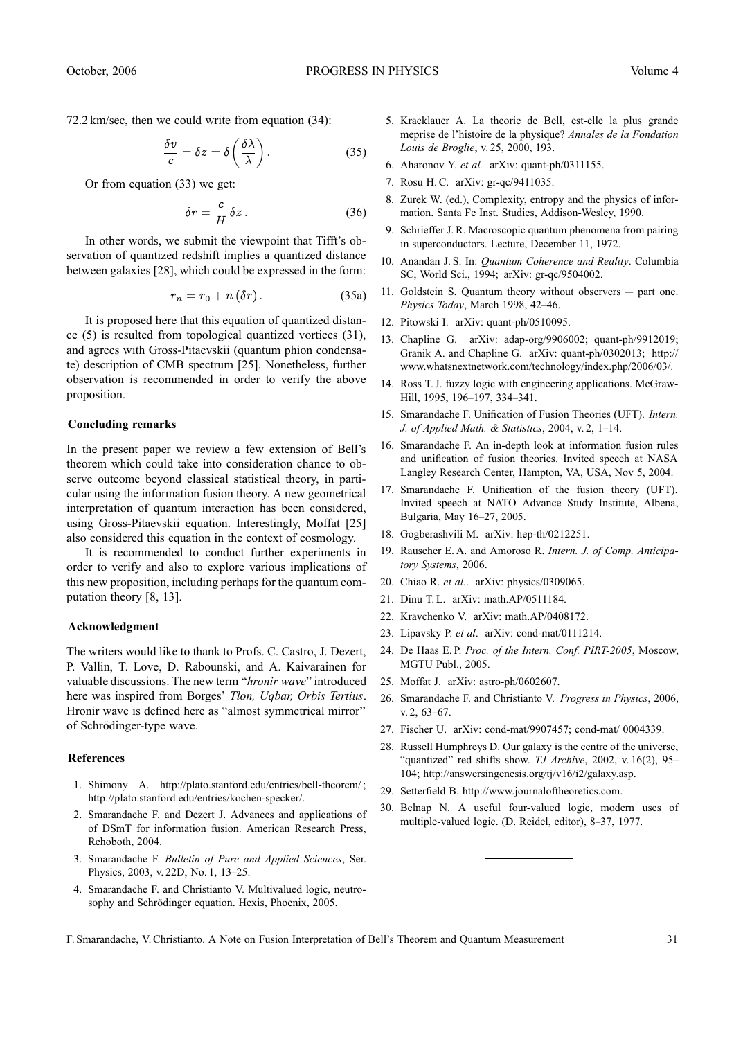72.2 km/sec, then we could write from equation (34):

$$\frac{\delta v}{c} = \delta z = \delta\left(\frac{\delta\lambda}{\lambda}\right). \tag{35}$$

Or from equation (33) we get:

$$\delta r = \frac{c}{H}\,\delta z\,. \tag{36}$$

In other words, we submit the viewpoint that Tifft's observation of quantized redshift implies a quantized distance between galaxies [28], which could be expressed in the form:

$$r_n = r_0 + n\,(\delta r)\,. \tag{35a}$$

It is proposed here that this equation of quantized distance (5) is resulted from topological quantized vortices (31), and agrees with Gross-Pitaevskii (quantum phion condensate) description of CMB spectrum [25]. Nonetheless, further observation is recommended in order to verify the above proposition.

## Concluding remarks

In the present paper we review a few extension of Bell's theorem which could take into consideration chance to observe outcome beyond classical statistical theory, in particular using the information fusion theory. A new geometrical interpretation of quantum interaction has been considered, using Gross-Pitaevskii equation. Interestingly, Moffat [25] also considered this equation in the context of cosmology.

It is recommended to conduct further experiments in order to verify and also to explore various implications of this new proposition, including perhaps for the quantum computation theory [8, 13].

## Acknowledgment

The writers would like to thank to Profs. C. Castro, J. Dezert, P. Vallin, T. Love, D. Rabounski, and A. Kaivarainen for valuable discussions. The new term "*hronir wave*" introduced here was inspired from Borges' *Tlon, Uqbar, Orbis Tertius*. Hronir wave is defined here as "almost symmetrical mirror" of Schrödinger-type wave.

## References

1. Shimony A. http://plato.stanford.edu/entries/bell-theorem/ ; http://plato.stanford.edu/entries/kochen-specker/.
2. Smarandache F. and Dezert J. Advances and applications of of DSmT for information fusion. American Research Press, Rehoboth, 2004.
3. Smarandache F. *Bulletin of Pure and Applied Sciences*, Ser. Physics, 2003, v. 22D, No. 1, 13–25.
4. Smarandache F. and Christianto V. Multivalued logic, neutrosophy and Schrödinger equation. Hexis, Phoenix, 2005.
5. Kracklauer A. La theorie de Bell, est-elle la plus grande meprise de l'histoire de la physique? *Annales de la Fondation Louis de Broglie*, v. 25, 2000, 193.
6. Aharonov Y. *et al.* arXiv: quant-ph/0311155.
7. Rosu H. C. arXiv: gr-qc/9411035.
8. Zurek W. (ed.), Complexity, entropy and the physics of information. Santa Fe Inst. Studies, Addison-Wesley, 1990.
9. Schrieffer J. R. Macroscopic quantum phenomena from pairing in superconductors. Lecture, December 11, 1972.
10. Anandan J. S. In: *Quantum Coherence and Reality*. Columbia SC, World Sci., 1994; arXiv: gr-qc/9504002.
11. Goldstein S. Quantum theory without observers — part one. *Physics Today*, March 1998, 42–46.
12. Pitowski I. arXiv: quant-ph/0510095.
13. Chapline G. arXiv: adap-org/9906002; quant-ph/9912019; Granik A. and Chapline G. arXiv: quant-ph/0302013; http://www.whatsnextnetwork.com/technology/index.php/2006/03/.
14. Ross T. J. fuzzy logic with engineering applications. McGraw-Hill, 1995, 196–197, 334–341.
15. Smarandache F. Unification of Fusion Theories (UFT). *Intern. J. of Applied Math. & Statistics*, 2004, v. 2, 1–14.
16. Smarandache F. An in-depth look at information fusion rules and unification of fusion theories. Invited speech at NASA Langley Research Center, Hampton, VA, USA, Nov 5, 2004.
17. Smarandache F. Unification of the fusion theory (UFT). Invited speech at NATO Advance Study Institute, Albena, Bulgaria, May 16–27, 2005.
18. Gogberashvili M. arXiv: hep-th/0212251.
19. Rauscher E. A. and Amoroso R. *Intern. J. of Comp. Anticipatory Systems*, 2006.
20. Chiao R. *et al.*. arXiv: physics/0309065.
21. Dinu T. L. arXiv: math.AP/0511184.
22. Kravchenko V. arXiv: math.AP/0408172.
23. Lipavsky P. *et al*. arXiv: cond-mat/0111214.
24. De Haas E. P. *Proc. of the Intern. Conf. PIRT-2005*, Moscow, MGTU Publ., 2005.
25. Moffat J. arXiv: astro-ph/0602607.
26. Smarandache F. and Christianto V. *Progress in Physics*, 2006, v. 2, 63–67.
27. Fischer U. arXiv: cond-mat/9907457; cond-mat/ 0004339.
28. Russell Humphreys D. Our galaxy is the centre of the universe, "quantized" red shifts show. *TJ Archive*, 2002, v. 16(2), 95–104; http://answersingenesis.org/tj/v16/i2/galaxy.asp.
29. Setterfield B. http://www.journaloftheoretics.com.
30. Belnap N. A useful four-valued logic, modern uses of multiple-valued logic. (D. Reidel, editor), 8–37, 1977.